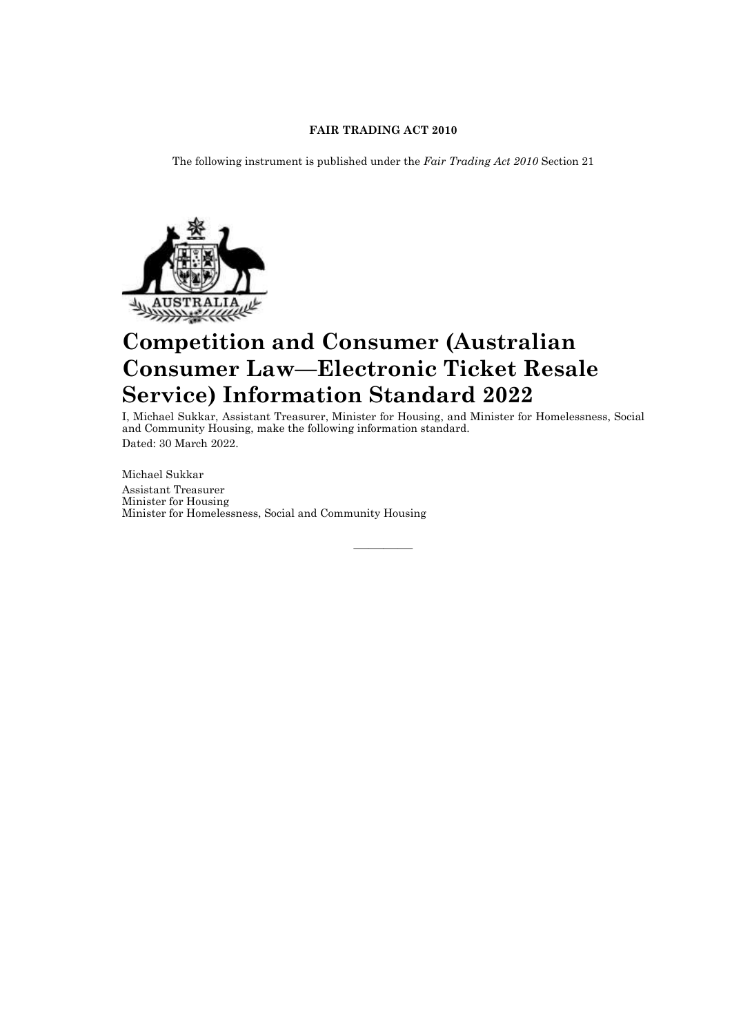**FAIR TRADING ACT 2010**

The following instrument is published under the *Fair Trading Act 2010* Section 21

# Competition and Consumer (Australian Consumer Law—Electronic Ticket Resale Service) Information Standard 2022

I, Michael Sukkar, Assistant Treasurer, Minister for Housing, and Minister for Homelessness, Social and Community Housing, make the following information standard.

Dated: 30 March 2022.

Michael Sukkar
Assistant Treasurer
Minister for Housing
Minister for Homelessness, Social and Community Housing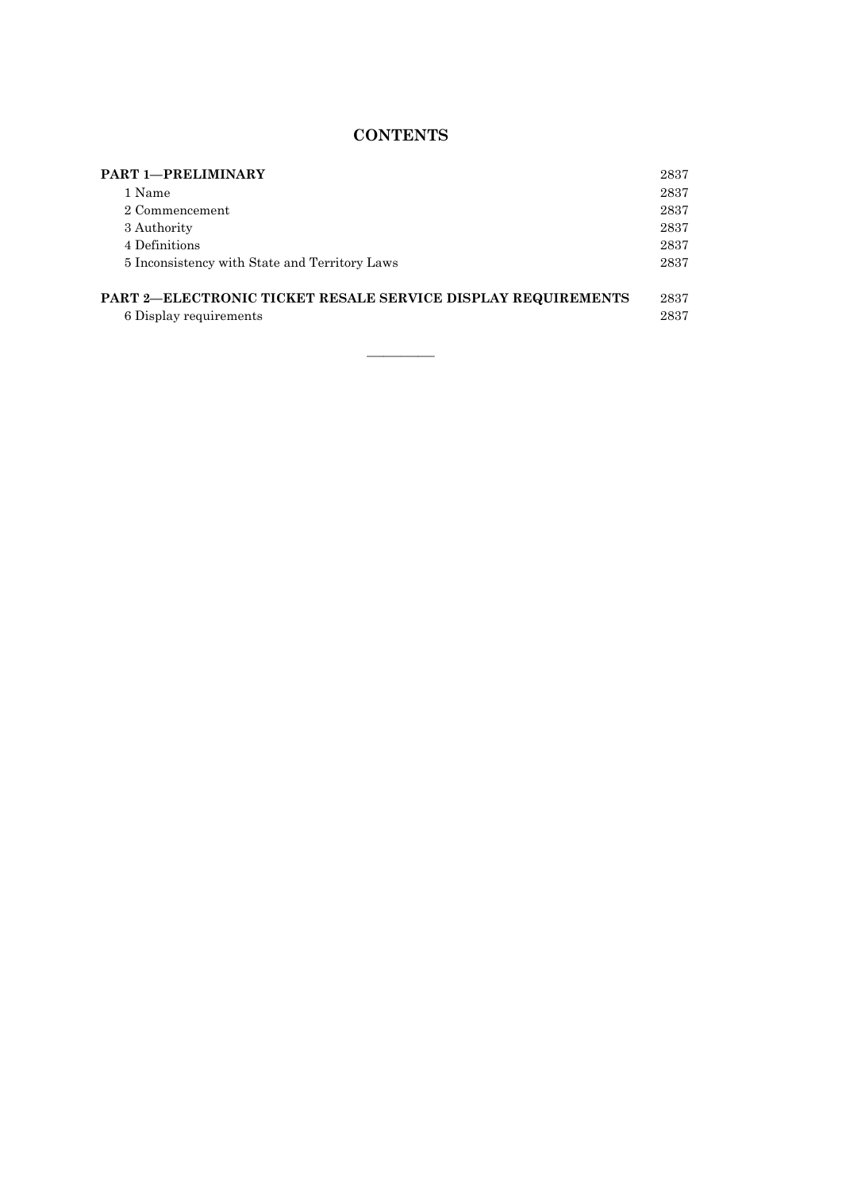## CONTENTS

| | |
|---|---|
| **PART 1—PRELIMINARY** | 2837 |
| 1 Name | 2837 |
| 2 Commencement | 2837 |
| 3 Authority | 2837 |
| 4 Definitions | 2837 |
| 5 Inconsistency with State and Territory Laws | 2837 |
| **PART 2—ELECTRONIC TICKET RESALE SERVICE DISPLAY REQUIREMENTS** | 2837 |
| 6 Display requirements | 2837 |

---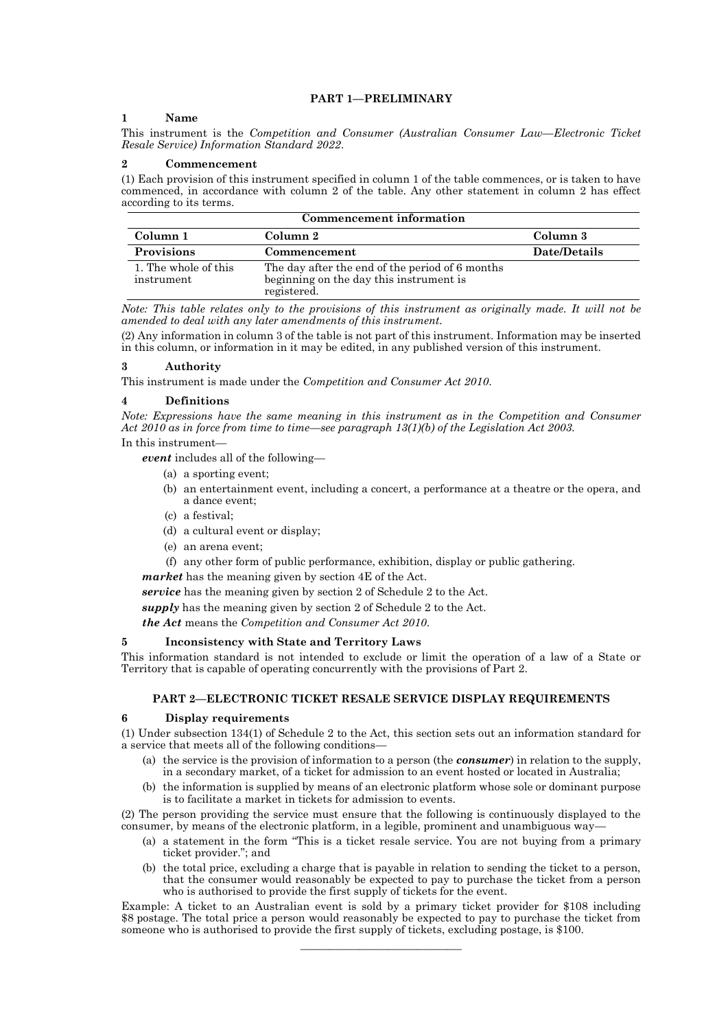## PART 1—PRELIMINARY

### 1 Name

This instrument is the *Competition and Consumer (Australian Consumer Law—Electronic Ticket Resale Service) Information Standard 2022*.

### 2 Commencement

(1) Each provision of this instrument specified in column 1 of the table commences, or is taken to have commenced, in accordance with column 2 of the table. Any other statement in column 2 has effect according to its terms.

| Commencement information | | |
|---|---|---|
| **Column 1** | **Column 2** | **Column 3** |
| **Provisions** | **Commencement** | **Date/Details** |
| 1. The whole of this instrument | The day after the end of the period of 6 months beginning on the day this instrument is registered. | |

*Note: This table relates only to the provisions of this instrument as originally made. It will not be amended to deal with any later amendments of this instrument.*

(2) Any information in column 3 of the table is not part of this instrument. Information may be inserted in this column, or information in it may be edited, in any published version of this instrument.

### 3 Authority

This instrument is made under the *Competition and Consumer Act 2010*.

### 4 Definitions

*Note: Expressions have the same meaning in this instrument as in the Competition and Consumer Act 2010 as in force from time to time—see paragraph 13(1)(b) of the Legislation Act 2003.*

In this instrument—

***event*** includes all of the following—

- (a) a sporting event;
- (b) an entertainment event, including a concert, a performance at a theatre or the opera, and a dance event;
- (c) a festival;
- (d) a cultural event or display;
- (e) an arena event;
- (f) any other form of public performance, exhibition, display or public gathering.

***market*** has the meaning given by section 4E of the Act.

***service*** has the meaning given by section 2 of Schedule 2 to the Act.

***supply*** has the meaning given by section 2 of Schedule 2 to the Act.

***the Act*** means the *Competition and Consumer Act 2010*.

### 5 Inconsistency with State and Territory Laws

This information standard is not intended to exclude or limit the operation of a law of a State or Territory that is capable of operating concurrently with the provisions of Part 2.

## PART 2—ELECTRONIC TICKET RESALE SERVICE DISPLAY REQUIREMENTS

### 6 Display requirements

(1) Under subsection 134(1) of Schedule 2 to the Act, this section sets out an information standard for a service that meets all of the following conditions—

- (a) the service is the provision of information to a person (the ***consumer***) in relation to the supply, in a secondary market, of a ticket for admission to an event hosted or located in Australia;
- (b) the information is supplied by means of an electronic platform whose sole or dominant purpose is to facilitate a market in tickets for admission to events.

(2) The person providing the service must ensure that the following is continuously displayed to the consumer, by means of the electronic platform, in a legible, prominent and unambiguous way—

- (a) a statement in the form "This is a ticket resale service. You are not buying from a primary ticket provider."; and
- (b) the total price, excluding a charge that is payable in relation to sending the ticket to a person, that the consumer would reasonably be expected to pay to purchase the ticket from a person who is authorised to provide the first supply of tickets for the event.

Example: A ticket to an Australian event is sold by a primary ticket provider for $108 including $8 postage. The total price a person would reasonably be expected to pay to purchase the ticket from someone who is authorised to provide the first supply of tickets, excluding postage, is $100.

---